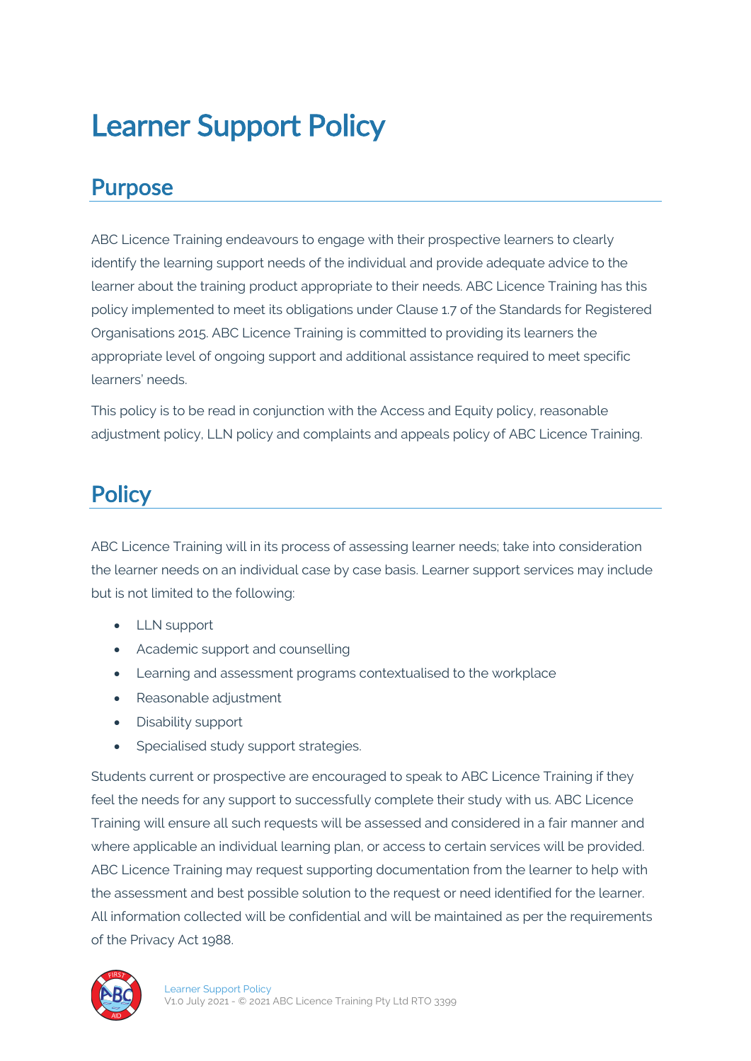# Learner Support Policy

## Purpose

ABC Licence Training endeavours to engage with their prospective learners to clearly identify the learning support needs of the individual and provide adequate advice to the learner about the training product appropriate to their needs. ABC Licence Training has this policy implemented to meet its obligations under Clause 1.7 of the Standards for Registered Organisations 2015. ABC Licence Training is committed to providing its learners the appropriate level of ongoing support and additional assistance required to meet specific learners' needs.

This policy is to be read in conjunction with the Access and Equity policy, reasonable adjustment policy, LLN policy and complaints and appeals policy of ABC Licence Training.

## Policy

ABC Licence Training will in its process of assessing learner needs; take into consideration the learner needs on an individual case by case basis. Learner support services may include but is not limited to the following:

- LLN support
- Academic support and counselling
- Learning and assessment programs contextualised to the workplace
- Reasonable adjustment
- Disability support
- Specialised study support strategies.

Students current or prospective are encouraged to speak to ABC Licence Training if they feel the needs for any support to successfully complete their study with us. ABC Licence Training will ensure all such requests will be assessed and considered in a fair manner and where applicable an individual learning plan, or access to certain services will be provided. ABC Licence Training may request supporting documentation from the learner to help with the assessment and best possible solution to the request or need identified for the learner. All information collected will be confidential and will be maintained as per the requirements of the Privacy Act 1988.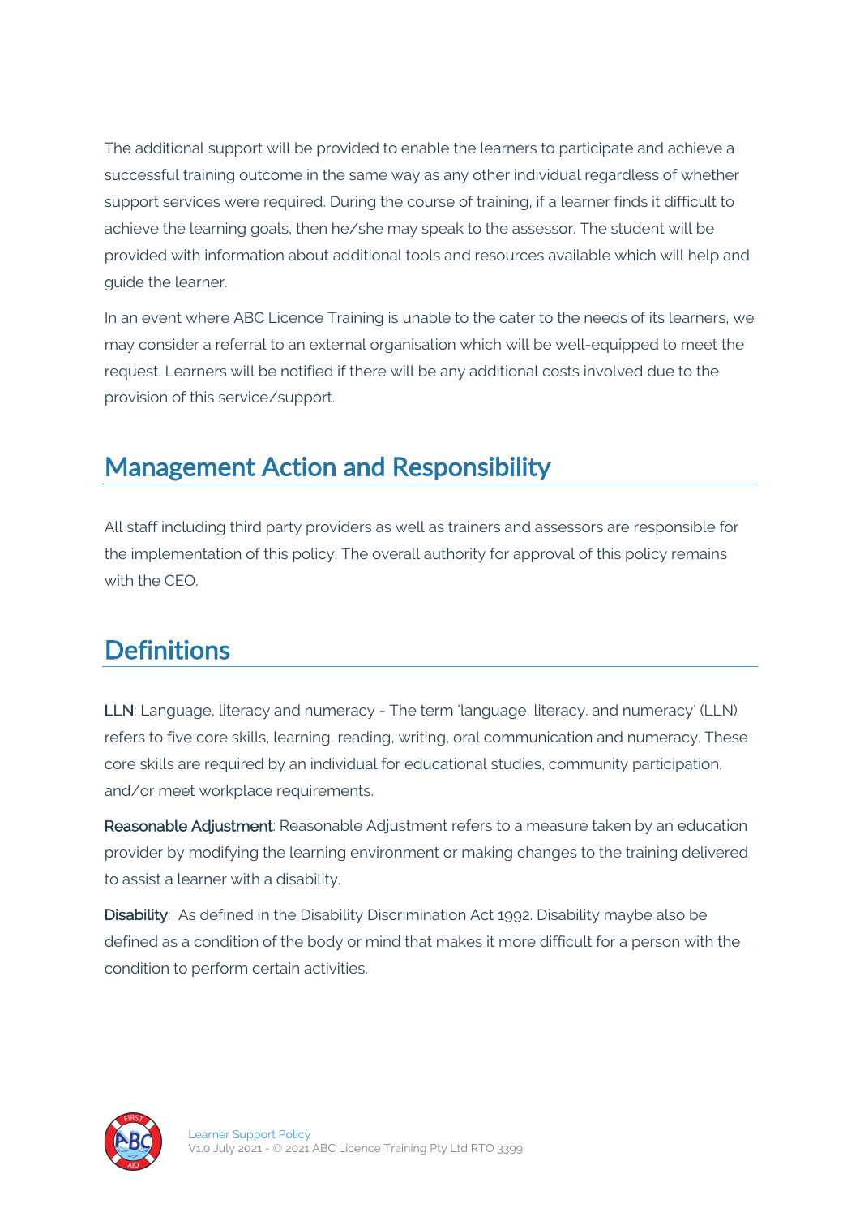The additional support will be provided to enable the learners to participate and achieve a successful training outcome in the same way as any other individual regardless of whether support services were required. During the course of training, if a learner finds it difficult to achieve the learning goals, then he/she may speak to the assessor. The student will be provided with information about additional tools and resources available which will help and guide the learner.

In an event where ABC Licence Training is unable to the cater to the needs of its learners, we may consider a referral to an external organisation which will be well-equipped to meet the request. Learners will be notified if there will be any additional costs involved due to the provision of this service/support.

## Management Action and Responsibility

All staff including third party providers as well as trainers and assessors are responsible for the implementation of this policy. The overall authority for approval of this policy remains with the CEO.

## Definitions

**LLN**: Language, literacy and numeracy - The term 'language, literacy. and numeracy' (LLN) refers to five core skills, learning, reading, writing, oral communication and numeracy. These core skills are required by an individual for educational studies, community participation, and/or meet workplace requirements.

**Reasonable Adjustment**: Reasonable Adjustment refers to a measure taken by an education provider by modifying the learning environment or making changes to the training delivered to assist a learner with a disability.

**Disability**: As defined in the Disability Discrimination Act 1992. Disability maybe also be defined as a condition of the body or mind that makes it more difficult for a person with the condition to perform certain activities.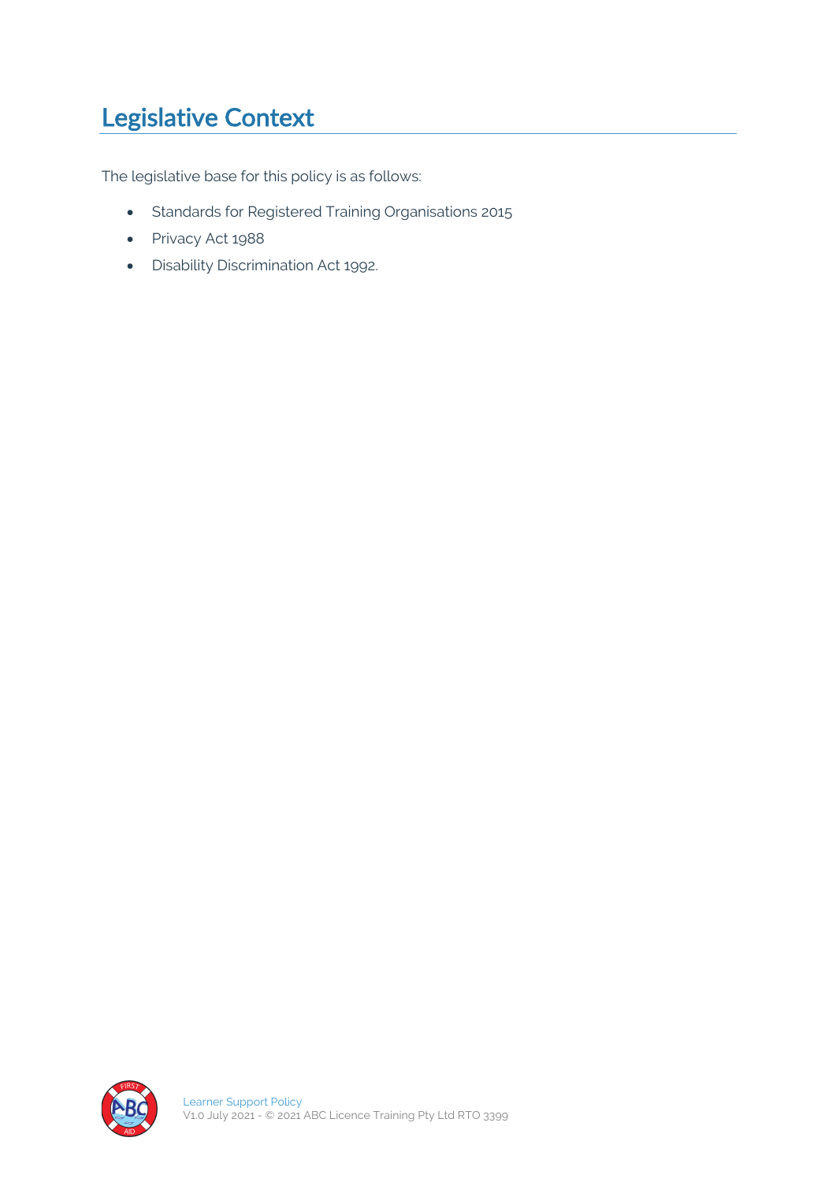## Legislative Context

The legislative base for this policy is as follows:

- Standards for Registered Training Organisations 2015
- Privacy Act 1988
- Disability Discrimination Act 1992.